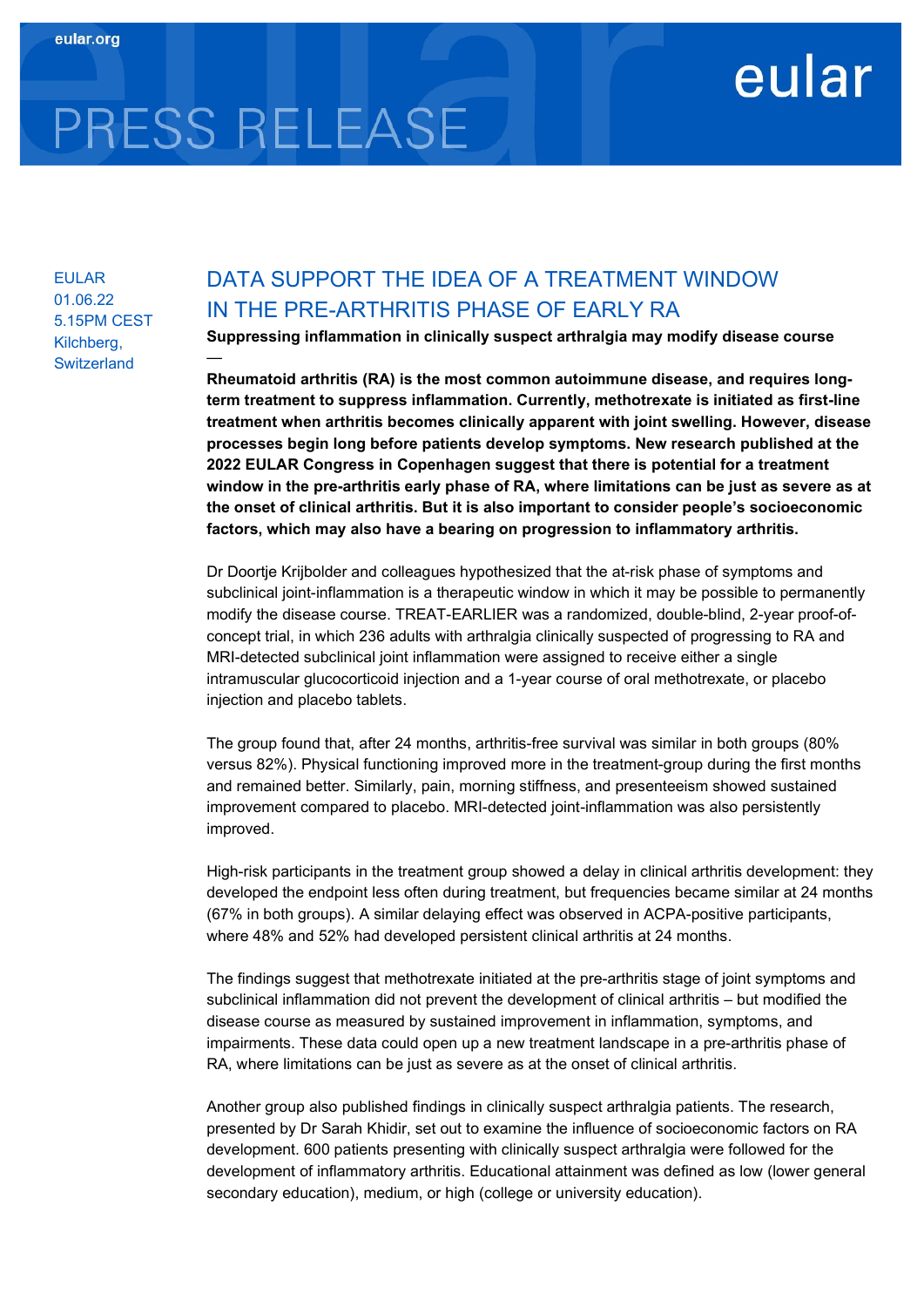eular.org

# PRESS RELEASE

eular

EULAR
01.06.22
5.15PM CEST
Kilchberg, Switzerland

## DATA SUPPORT THE IDEA OF A TREATMENT WINDOW IN THE PRE-ARTHRITIS PHASE OF EARLY RA

**Suppressing inflammation in clinically suspect arthralgia may modify disease course**

—

**Rheumatoid arthritis (RA) is the most common autoimmune disease, and requires long-term treatment to suppress inflammation. Currently, methotrexate is initiated as first-line treatment when arthritis becomes clinically apparent with joint swelling. However, disease processes begin long before patients develop symptoms. New research published at the 2022 EULAR Congress in Copenhagen suggest that there is potential for a treatment window in the pre-arthritis early phase of RA, where limitations can be just as severe as at the onset of clinical arthritis. But it is also important to consider people's socioeconomic factors, which may also have a bearing on progression to inflammatory arthritis.**

Dr Doortje Krijbolder and colleagues hypothesized that the at-risk phase of symptoms and subclinical joint-inflammation is a therapeutic window in which it may be possible to permanently modify the disease course. TREAT-EARLIER was a randomized, double-blind, 2-year proof-of-concept trial, in which 236 adults with arthralgia clinically suspected of progressing to RA and MRI-detected subclinical joint inflammation were assigned to receive either a single intramuscular glucocorticoid injection and a 1-year course of oral methotrexate, or placebo injection and placebo tablets.

The group found that, after 24 months, arthritis-free survival was similar in both groups (80% versus 82%). Physical functioning improved more in the treatment-group during the first months and remained better. Similarly, pain, morning stiffness, and presenteeism showed sustained improvement compared to placebo. MRI-detected joint-inflammation was also persistently improved.

High-risk participants in the treatment group showed a delay in clinical arthritis development: they developed the endpoint less often during treatment, but frequencies became similar at 24 months (67% in both groups). A similar delaying effect was observed in ACPA-positive participants, where 48% and 52% had developed persistent clinical arthritis at 24 months.

The findings suggest that methotrexate initiated at the pre-arthritis stage of joint symptoms and subclinical inflammation did not prevent the development of clinical arthritis – but modified the disease course as measured by sustained improvement in inflammation, symptoms, and impairments. These data could open up a new treatment landscape in a pre-arthritis phase of RA, where limitations can be just as severe as at the onset of clinical arthritis.

Another group also published findings in clinically suspect arthralgia patients. The research, presented by Dr Sarah Khidir, set out to examine the influence of socioeconomic factors on RA development. 600 patients presenting with clinically suspect arthralgia were followed for the development of inflammatory arthritis. Educational attainment was defined as low (lower general secondary education), medium, or high (college or university education).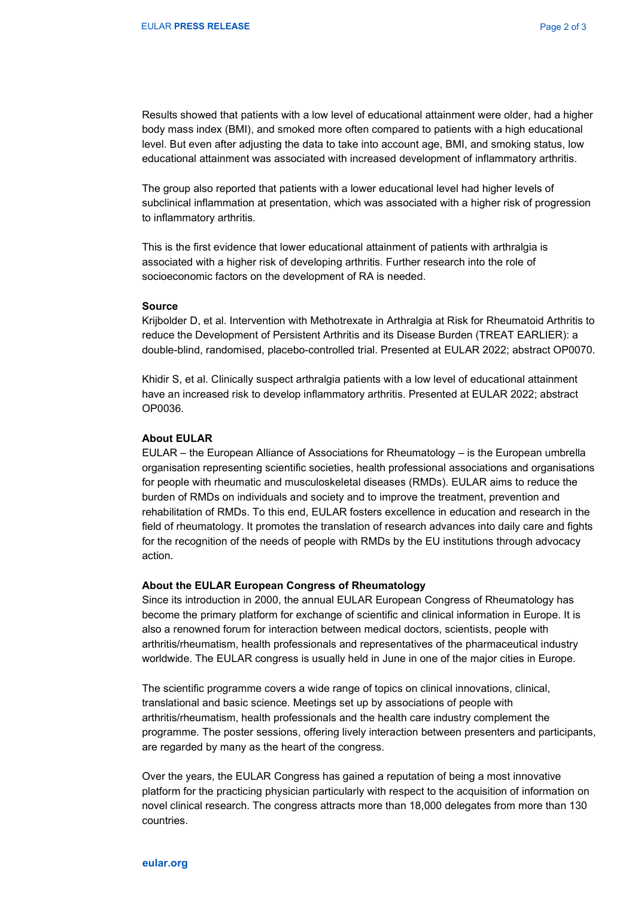Results showed that patients with a low level of educational attainment were older, had a higher body mass index (BMI), and smoked more often compared to patients with a high educational level. But even after adjusting the data to take into account age, BMI, and smoking status, low educational attainment was associated with increased development of inflammatory arthritis.

The group also reported that patients with a lower educational level had higher levels of subclinical inflammation at presentation, which was associated with a higher risk of progression to inflammatory arthritis.

This is the first evidence that lower educational attainment of patients with arthralgia is associated with a higher risk of developing arthritis. Further research into the role of socioeconomic factors on the development of RA is needed.

**Source**

Krijbolder D, et al. Intervention with Methotrexate in Arthralgia at Risk for Rheumatoid Arthritis to reduce the Development of Persistent Arthritis and its Disease Burden (TREAT EARLIER): a double-blind, randomised, placebo-controlled trial. Presented at EULAR 2022; abstract OP0070.

Khidir S, et al. Clinically suspect arthralgia patients with a low level of educational attainment have an increased risk to develop inflammatory arthritis. Presented at EULAR 2022; abstract OP0036.

**About EULAR**

EULAR – the European Alliance of Associations for Rheumatology – is the European umbrella organisation representing scientific societies, health professional associations and organisations for people with rheumatic and musculoskeletal diseases (RMDs). EULAR aims to reduce the burden of RMDs on individuals and society and to improve the treatment, prevention and rehabilitation of RMDs. To this end, EULAR fosters excellence in education and research in the field of rheumatology. It promotes the translation of research advances into daily care and fights for the recognition of the needs of people with RMDs by the EU institutions through advocacy action.

**About the EULAR European Congress of Rheumatology**

Since its introduction in 2000, the annual EULAR European Congress of Rheumatology has become the primary platform for exchange of scientific and clinical information in Europe. It is also a renowned forum for interaction between medical doctors, scientists, people with arthritis/rheumatism, health professionals and representatives of the pharmaceutical industry worldwide. The EULAR congress is usually held in June in one of the major cities in Europe.

The scientific programme covers a wide range of topics on clinical innovations, clinical, translational and basic science. Meetings set up by associations of people with arthritis/rheumatism, health professionals and the health care industry complement the programme. The poster sessions, offering lively interaction between presenters and participants, are regarded by many as the heart of the congress.

Over the years, the EULAR Congress has gained a reputation of being a most innovative platform for the practicing physician particularly with respect to the acquisition of information on novel clinical research. The congress attracts more than 18,000 delegates from more than 130 countries.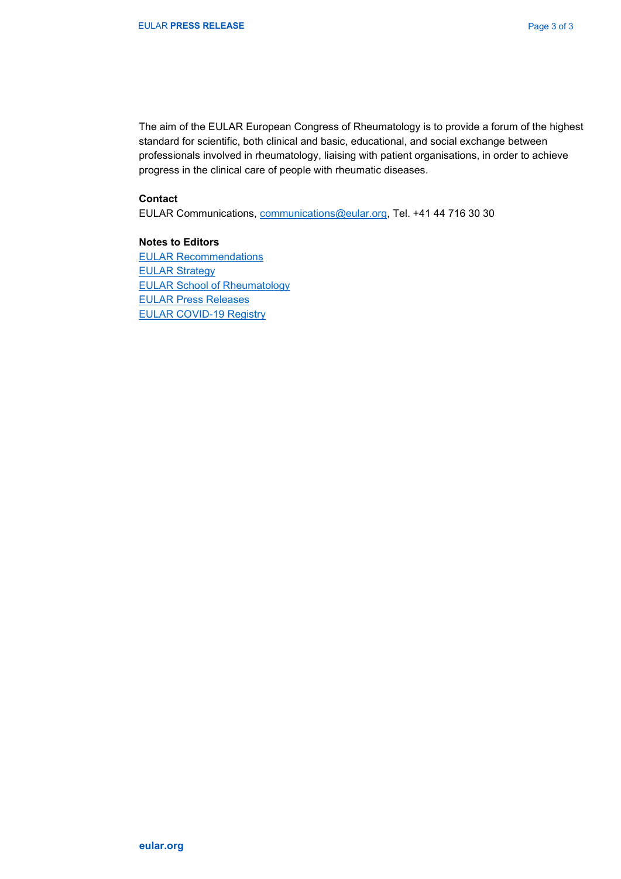The aim of the EULAR European Congress of Rheumatology is to provide a forum of the highest standard for scientific, both clinical and basic, educational, and social exchange between professionals involved in rheumatology, liaising with patient organisations, in order to achieve progress in the clinical care of people with rheumatic diseases.

**Contact**
EULAR Communications, communications@eular.org, Tel. +41 44 716 30 30

**Notes to Editors**
EULAR Recommendations
EULAR Strategy
EULAR School of Rheumatology
EULAR Press Releases
EULAR COVID-19 Registry